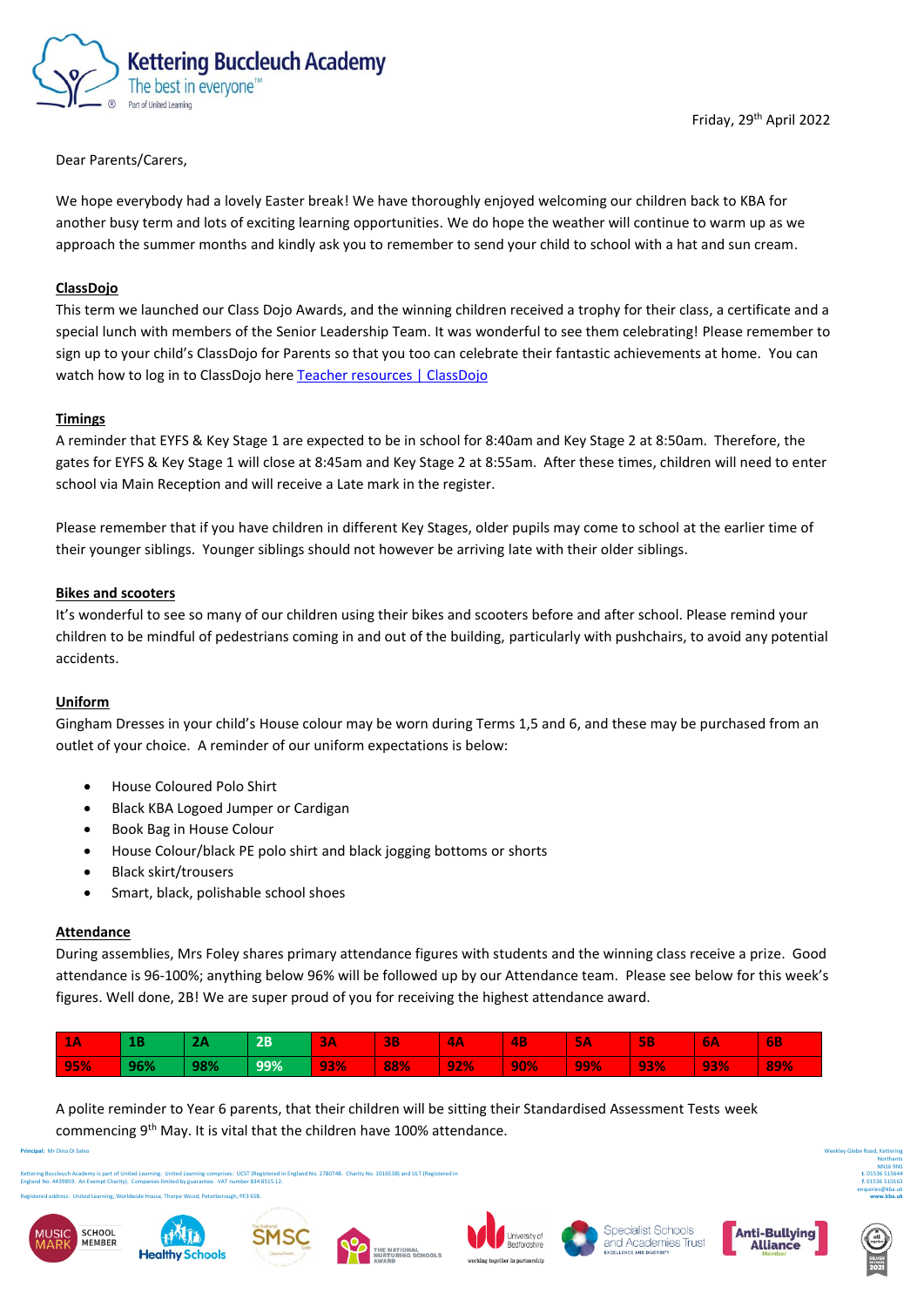Kettering Buccleuch Academy
The best in everyone™
Part of United Learning

Friday, 29th April 2022

Dear Parents/Carers,

We hope everybody had a lovely Easter break! We have thoroughly enjoyed welcoming our children back to KBA for another busy term and lots of exciting learning opportunities. We do hope the weather will continue to warm up as we approach the summer months and kindly ask you to remember to send your child to school with a hat and sun cream.

**ClassDojo**

This term we launched our Class Dojo Awards, and the winning children received a trophy for their class, a certificate and a special lunch with members of the Senior Leadership Team. It was wonderful to see them celebrating! Please remember to sign up to your child's ClassDojo for Parents so that you too can celebrate their fantastic achievements at home. You can watch how to log in to ClassDojo here Teacher resources | ClassDojo

**Timings**

A reminder that EYFS & Key Stage 1 are expected to be in school for 8:40am and Key Stage 2 at 8:50am. Therefore, the gates for EYFS & Key Stage 1 will close at 8:45am and Key Stage 2 at 8:55am. After these times, children will need to enter school via Main Reception and will receive a Late mark in the register.

Please remember that if you have children in different Key Stages, older pupils may come to school at the earlier time of their younger siblings. Younger siblings should not however be arriving late with their older siblings.

**Bikes and scooters**

It's wonderful to see so many of our children using their bikes and scooters before and after school. Please remind your children to be mindful of pedestrians coming in and out of the building, particularly with pushchairs, to avoid any potential accidents.

**Uniform**

Gingham Dresses in your child's House colour may be worn during Terms 1,5 and 6, and these may be purchased from an outlet of your choice. A reminder of our uniform expectations is below:

- House Coloured Polo Shirt
- Black KBA Logoed Jumper or Cardigan
- Book Bag in House Colour
- House Colour/black PE polo shirt and black jogging bottoms or shorts
- Black skirt/trousers
- Smart, black, polishable school shoes

**Attendance**

During assemblies, Mrs Foley shares primary attendance figures with students and the winning class receive a prize. Good attendance is 96-100%; anything below 96% will be followed up by our Attendance team. Please see below for this week's figures. Well done, 2B! We are super proud of you for receiving the highest attendance award.

| 1A | 1B | 2A | 2B | 3A | 3B | 4A | 4B | 5A | 5B | 6A | 6B |
|---|---|---|---|---|---|---|---|---|---|---|---|
| 95% | 96% | 98% | 99% | 93% | 88% | 92% | 90% | 99% | 93% | 93% | 89% |

A polite reminder to Year 6 parents, that their children will be sitting their Standardised Assessment Tests week commencing 9th May. It is vital that the children have 100% attendance.

Principal: Mr Dino Di Salvo

Kettering Buccleuch Academy is part of United Learning. United Learning comprises: UCST (Registered in England No. 2780748. Charity No. 1016538) and ULT (Registered in England No. 4439859. An Exempt Charity). Companies limited by guarantee. VAT number 834 8515 12.

Registered address: United Learning, Worldwide House, Thorpe Wood, Peterborough, PE3 6SB.

Weekley Glebe Road, Kettering
Northants
NN16 9NS
t. 01536 515644
f. 01536 510163
enquiries@kba.uk
www.kba.uk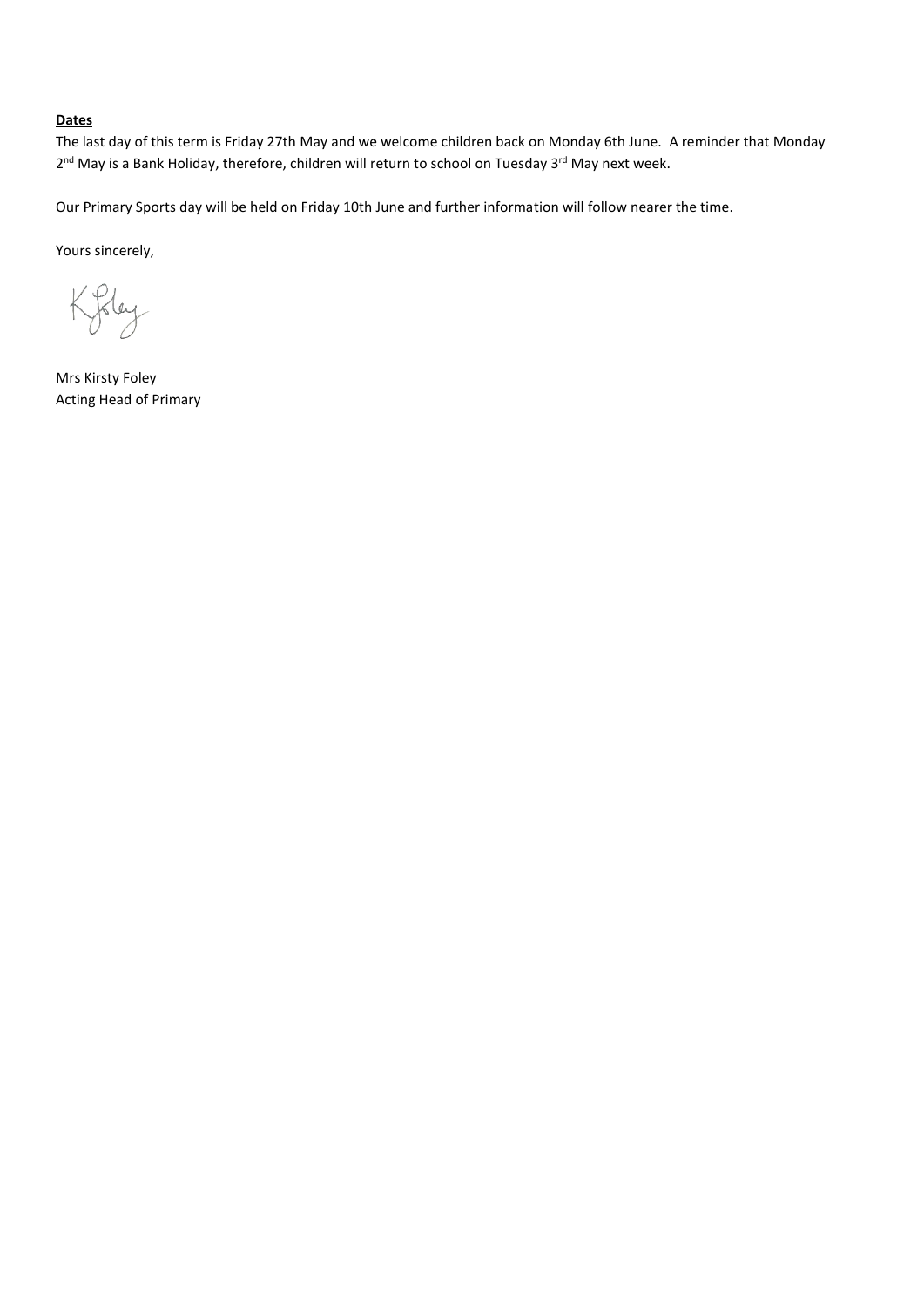**Dates**

The last day of this term is Friday 27th May and we welcome children back on Monday 6th June. A reminder that Monday 2nd May is a Bank Holiday, therefore, children will return to school on Tuesday 3rd May next week.

Our Primary Sports day will be held on Friday 10th June and further information will follow nearer the time.

Yours sincerely,

K Foley

Mrs Kirsty Foley
Acting Head of Primary